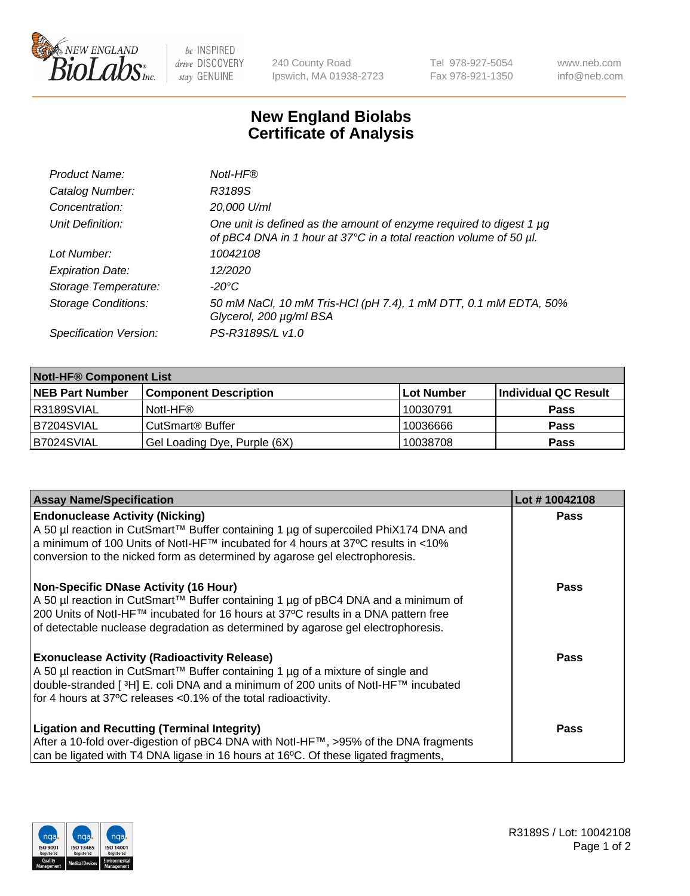New England BioLabs Inc. — be INSPIRED drive DISCOVERY stay GENUINE

240 County Road
Ipswich, MA 01938-2723

Tel 978-927-5054
Fax 978-921-1350

www.neb.com
info@neb.com

# New England Biolabs
# Certificate of Analysis

| | |
|---|---|
| *Product Name:* | *NotI-HF®* |
| *Catalog Number:* | *R3189S* |
| *Concentration:* | *20,000 U/ml* |
| *Unit Definition:* | *One unit is defined as the amount of enzyme required to digest 1 µg of pBC4 DNA in 1 hour at 37°C in a total reaction volume of 50 µl.* |
| *Lot Number:* | *10042108* |
| *Expiration Date:* | *12/2020* |
| *Storage Temperature:* | *-20°C* |
| *Storage Conditions:* | *50 mM NaCl, 10 mM Tris-HCl (pH 7.4), 1 mM DTT, 0.1 mM EDTA, 50% Glycerol, 200 µg/ml BSA* |
| *Specification Version:* | *PS-R3189S/L v1.0* |

| **NotI-HF® Component List** | | | |
|---|---|---|---|
| **NEB Part Number** | **Component Description** | **Lot Number** | **Individual QC Result** |
| R3189SVIAL | NotI-HF® | 10030791 | **Pass** |
| B7204SVIAL | CutSmart® Buffer | 10036666 | **Pass** |
| B7024SVIAL | Gel Loading Dye, Purple (6X) | 10038708 | **Pass** |

| **Assay Name/Specification** | **Lot # 10042108** |
|---|---|
| **Endonuclease Activity (Nicking)**<br>A 50 µl reaction in CutSmart™ Buffer containing 1 µg of supercoiled PhiX174 DNA and a minimum of 100 Units of NotI-HF™ incubated for 4 hours at 37ºC results in <10% conversion to the nicked form as determined by agarose gel electrophoresis. | **Pass** |
| **Non-Specific DNase Activity (16 Hour)**<br>A 50 µl reaction in CutSmart™ Buffer containing 1 µg of pBC4 DNA and a minimum of 200 Units of NotI-HF™ incubated for 16 hours at 37ºC results in a DNA pattern free of detectable nuclease degradation as determined by agarose gel electrophoresis. | **Pass** |
| **Exonuclease Activity (Radioactivity Release)**<br>A 50 µl reaction in CutSmart™ Buffer containing 1 µg of a mixture of single and double-stranded [ $^{3}$H] E. coli DNA and a minimum of 200 units of NotI-HF™ incubated for 4 hours at 37ºC releases <0.1% of the total radioactivity. | **Pass** |
| **Ligation and Recutting (Terminal Integrity)**<br>After a 10-fold over-digestion of pBC4 DNA with NotI-HF™, >95% of the DNA fragments can be ligated with T4 DNA ligase in 16 hours at 16ºC. Of these ligated fragments, | **Pass** |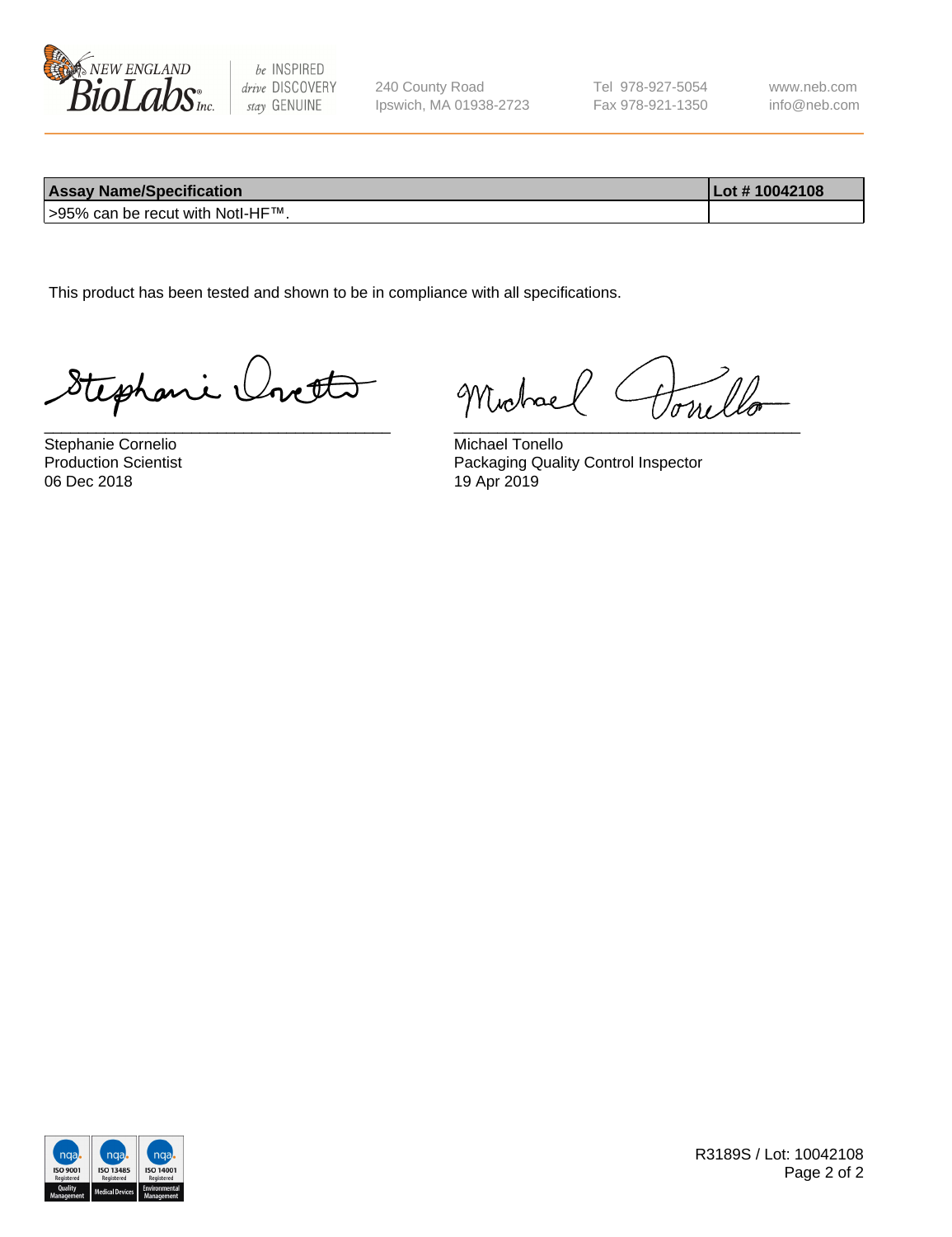New England BioLabs Inc. — be INSPIRED drive DISCOVERY stay GENUINE

240 County Road
Ipswich, MA 01938-2723

Tel 978-927-5054
Fax 978-921-1350

www.neb.com
info@neb.com

| Assay Name/Specification | Lot # 10042108 |
| --- | --- |
| >95% can be recut with NotI-HF™. | |

This product has been tested and shown to be in compliance with all specifications.

Stephanie Cornelio
Production Scientist
06 Dec 2018

Michael Tonello
Packaging Quality Control Inspector
19 Apr 2019

R3189S / Lot: 10042108